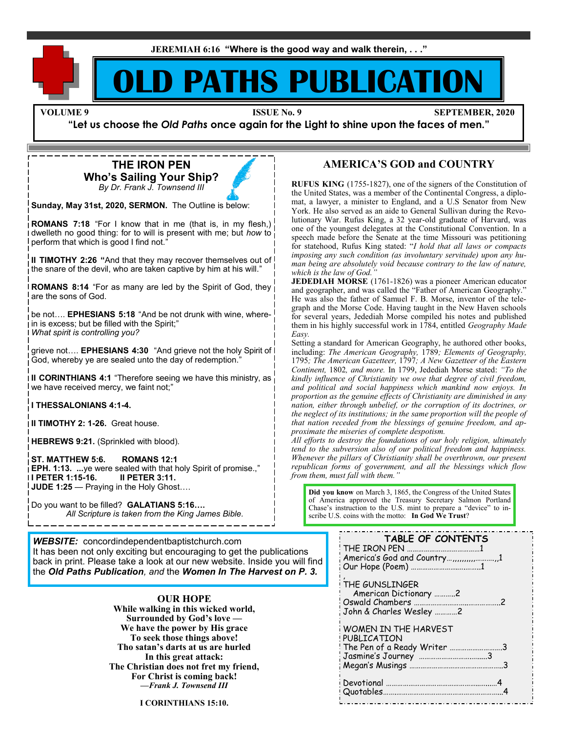JEREMIAH 6:16 **"Where is the good way and walk therein, . . ."**

# OLD PATHS PUBLICATION

**VOLUME 9** **ISSUE No. 9** **SEPTEMBER, 2020**

**"Let us choose the *Old Paths* once again for the Light to shine upon the faces of men."**

## THE IRON PEN

### Who's Sailing Your Ship?

*By Dr. Frank J. Townsend III*

**Sunday, May 31st, 2020, SERMON.** The Outline is below:

**ROMANS 7:18** "For I know that in me (that is, in my flesh,) dwelleth no good thing: for to will is present with me; but *how* to perform that which is good I find not."

**II TIMOTHY 2:26 "**And that they may recover themselves out of the snare of the devil, who are taken captive by him at his will."

**ROMANS 8:14** "For as many are led by the Spirit of God, they are the sons of God.

be not…. **EPHESIANS 5:18** "And be not drunk with wine, wherein is excess; but be filled with the Spirit;"
*What spirit is controlling you?*

grieve not…. **EPHESIANS 4:30** "And grieve not the holy Spirit of God, whereby ye are sealed unto the day of redemption."

**II CORINTHIANS 4:1** "Therefore seeing we have this ministry, as we have received mercy, we faint not;"

**I THESSALONIANS 4:1-4.**

**II TIMOTHY 2: 1-26.** Great house.

**HEBREWS 9:21.** (Sprinkled with blood).

**ST. MATTHEW 5:6.** **ROMANS 12:1**
**EPH. 1:13.** ...ye were sealed with that holy Spirit of promise.,"
**I PETER 1:15-16.** **II PETER 3:11.**
**JUDE 1:25** — Praying in the Holy Ghost….

Do you want to be filled? **GALATIANS 5:16….**
*All Scripture is taken from the King James Bible.*

***WEBSITE:*** concordindependentbaptistchurch.com
It has been not only exciting but encouraging to get the publications back in print. Please take a look at our new website. Inside you will find the ***Old Paths Publication****, and* the ***Women In The Harvest on P. 3.***

## OUR HOPE

**While walking in this wicked world,**
**Surrounded by God's love —**
**We have the power by His grace**
**To seek those things above!**
**Tho satan's darts at us are hurled**
**In this great attack:**
**The Christian does not fret my friend,**
**For Christ is coming back!**
***—Frank J. Townsend III***

**I CORINTHIANS 15:10.**

## AMERICA'S GOD and COUNTRY

**RUFUS KING** (1755-1827), one of the signers of the Constitution of the United States, was a member of the Continental Congress, a diplomat, a lawyer, a minister to England, and a U.S Senator from New York. He also served as an aide to General Sullivan during the Revolutionary War. Rufus King, a 32 year-old graduate of Harvard, was one of the youngest delegates at the Constitutional Convention. In a speech made before the Senate at the time Missouri was petitioning for statehood, Rufus King stated: "*I hold that all laws or compacts imposing any such condition (as involuntary servitude) upon any human being are absolutely void because contrary to the law of nature, which is the law of God."*

**JEDEDIAH MORSE** (1761-1826) was a pioneer American educator and geographer, and was called the "Father of American Geography." He was also the father of Samuel F. B. Morse, inventor of the telegraph and the Morse Code. Having taught in the New Haven schools for several years, Jedediah Morse compiled his notes and published them in his highly successful work in 1784, entitled *Geography Made Easy.*

Setting a standard for American Geography, he authored other books, including: *The American Geography,* 1789*; Elements of Geography,* 1795*; The American Gazetteer,* 1797*; A New Gazetteer of the Eastern Continent,* 1802*, and more.* In 1799, Jedediah Morse stated: *"To the kindly influence of Christianity we owe that degree of civil freedom, and political and social happiness which mankind now enjoys. In proportion as the genuine effects of Christianity are diminished in any nation, either through unbelief, or the corruption of its doctrines, or the neglect of its institutions; in the same proportion will the people of that nation receded from the blessings of genuine freedom, and approximate the miseries of complete despotism.*

*All efforts to destroy the foundations of our holy religion, ultimately tend to the subversion also of our political freedom and happiness. Whenever the pillars of Christianity shall be overthrown, our present republican forms of government, and all the blessings which flow from them, must fall with them."*

**Did you know** on March 3, 1865, the Congress of the United States of America approved the Treasury Secretary Salmon Portland Chase's instruction to the U.S. mint to prepare a "device" to inscribe U.S. coins with the motto: **In God We Trust**?

## TABLE OF CONTENTS

THE IRON PEN ……………………………1
America's God and Country…,,,,,,,,,,………,,1
Our Hope (Poem) ……………………………1

THE GUNSLINGER
American Dictionary ………..2
Oswald Chambers ……………………………2
John & Charles Wesley …………2

WOMEN IN THE HARVEST PUBLICATION
The Pen of a Ready Writer ……………………3
Jasmine's Journey ……………………………3
Megan's Musings ……………………………3

Devotional ……………………………………4
Quotables……………………………………4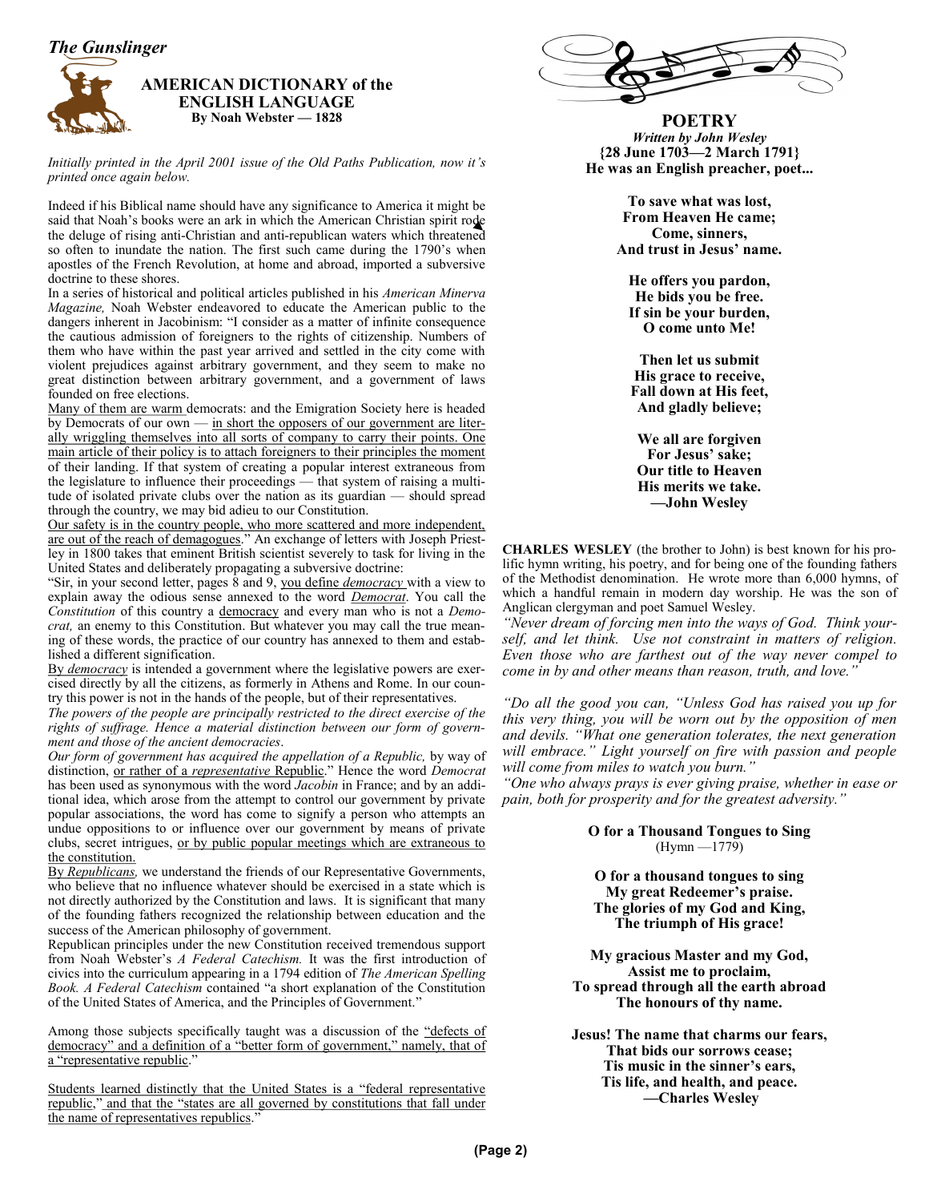*The Gunslinger*

## AMERICAN DICTIONARY of the ENGLISH LANGUAGE

**By Noah Webster — 1828**

*Initially printed in the April 2001 issue of the Old Paths Publication, now it's printed once again below.*

Indeed if his Biblical name should have any significance to America it might be said that Noah's books were an ark in which the American Christian spirit rode the deluge of rising anti-Christian and anti-republican waters which threatened so often to inundate the nation. The first such came during the 1790's when apostles of the French Revolution, at home and abroad, imported a subversive doctrine to these shores.

In a series of historical and political articles published in his *American Minerva Magazine,* Noah Webster endeavored to educate the American public to the dangers inherent in Jacobinism: "I consider as a matter of infinite consequence the cautious admission of foreigners to the rights of citizenship. Numbers of them who have within the past year arrived and settled in the city come with violent prejudices against arbitrary government, and they seem to make no great distinction between arbitrary government, and a government of laws founded on free elections.

Many of them are warm democrats: and the Emigration Society here is headed by Democrats of our own — in short the opposers of our government are literally wriggling themselves into all sorts of company to carry their points. One main article of their policy is to attach foreigners to their principles the moment of their landing. If that system of creating a popular interest extraneous from the legislature to influence their proceedings — that system of raising a multitude of isolated private clubs over the nation as its guardian — should spread through the country, we may bid adieu to our Constitution.

Our safety is in the country people, who more scattered and more independent, are out of the reach of demagogues." An exchange of letters with Joseph Priestley in 1800 takes that eminent British scientist severely to task for living in the United States and deliberately propagating a subversive doctrine:

"Sir, in your second letter, pages 8 and 9, you define *democracy* with a view to explain away the odious sense annexed to the word *Democrat*. You call the *Constitution* of this country a democracy and every man who is not a *Democrat,* an enemy to this Constitution. But whatever you may call the true meaning of these words, the practice of our country has annexed to them and established a different signification.

By *democracy* is intended a government where the legislative powers are exercised directly by all the citizens, as formerly in Athens and Rome. In our country this power is not in the hands of the people, but of their representatives.

*The powers of the people are principally restricted to the direct exercise of the rights of suffrage. Hence a material distinction between our form of government and those of the ancient democracies*.

*Our form of government has acquired the appellation of a Republic,* by way of distinction, or rather of a *representative* Republic." Hence the word *Democrat* has been used as synonymous with the word *Jacobin* in France; and by an additional idea, which arose from the attempt to control our government by private popular associations, the word has come to signify a person who attempts an undue oppositions to or influence over our government by means of private clubs, secret intrigues, or by public popular meetings which are extraneous to the constitution.

By *Republicans,* we understand the friends of our Representative Governments, who believe that no influence whatever should be exercised in a state which is not directly authorized by the Constitution and laws. It is significant that many of the founding fathers recognized the relationship between education and the success of the American philosophy of government.

Republican principles under the new Constitution received tremendous support from Noah Webster's *A Federal Catechism.* It was the first introduction of civics into the curriculum appearing in a 1794 edition of *The American Spelling Book. A Federal Catechism* contained "a short explanation of the Constitution of the United States of America, and the Principles of Government."

Among those subjects specifically taught was a discussion of the "defects of democracy" and a definition of a "better form of government," namely, that of a "representative republic."

Students learned distinctly that the United States is a "federal representative republic," and that the "states are all governed by constitutions that fall under the name of representatives republics."

## POETRY

***Written by John Wesley***
**{28 June 1703—2 March 1791}**
**He was an English preacher, poet...**

**To save what was lost,**
**From Heaven He came;**
**Come, sinners,**
**And trust in Jesus' name.**

**He offers you pardon,**
**He bids you be free.**
**If sin be your burden,**
**O come unto Me!**

**Then let us submit**
**His grace to receive,**
**Fall down at His feet,**
**And gladly believe;**

**We all are forgiven**
**For Jesus' sake;**
**Our title to Heaven**
**His merits we take.**
**—John Wesley**

**CHARLES WESLEY** (the brother to John) is best known for his prolific hymn writing, his poetry, and for being one of the founding fathers of the Methodist denomination. He wrote more than 6,000 hymns, of which a handful remain in modern day worship. He was the son of Anglican clergyman and poet Samuel Wesley.

*"Never dream of forcing men into the ways of God. Think yourself, and let think. Use not constraint in matters of religion. Even those who are farthest out of the way never compel to come in by and other means than reason, truth, and love."*

*"Do all the good you can, "Unless God has raised you up for this very thing, you will be worn out by the opposition of men and devils. "What one generation tolerates, the next generation will embrace." Light yourself on fire with passion and people will come from miles to watch you burn."*

*"One who always prays is ever giving praise, whether in ease or pain, both for prosperity and for the greatest adversity."*

**O for a Thousand Tongues to Sing**
(Hymn —1779)

**O for a thousand tongues to sing**
**My great Redeemer's praise.**
**The glories of my God and King,**
**The triumph of His grace!**

**My gracious Master and my God,**
**Assist me to proclaim,**
**To spread through all the earth abroad**
**The honours of thy name.**

**Jesus! The name that charms our fears,**
**That bids our sorrows cease;**
**Tis music in the sinner's ears,**
**Tis life, and health, and peace.**
**—Charles Wesley**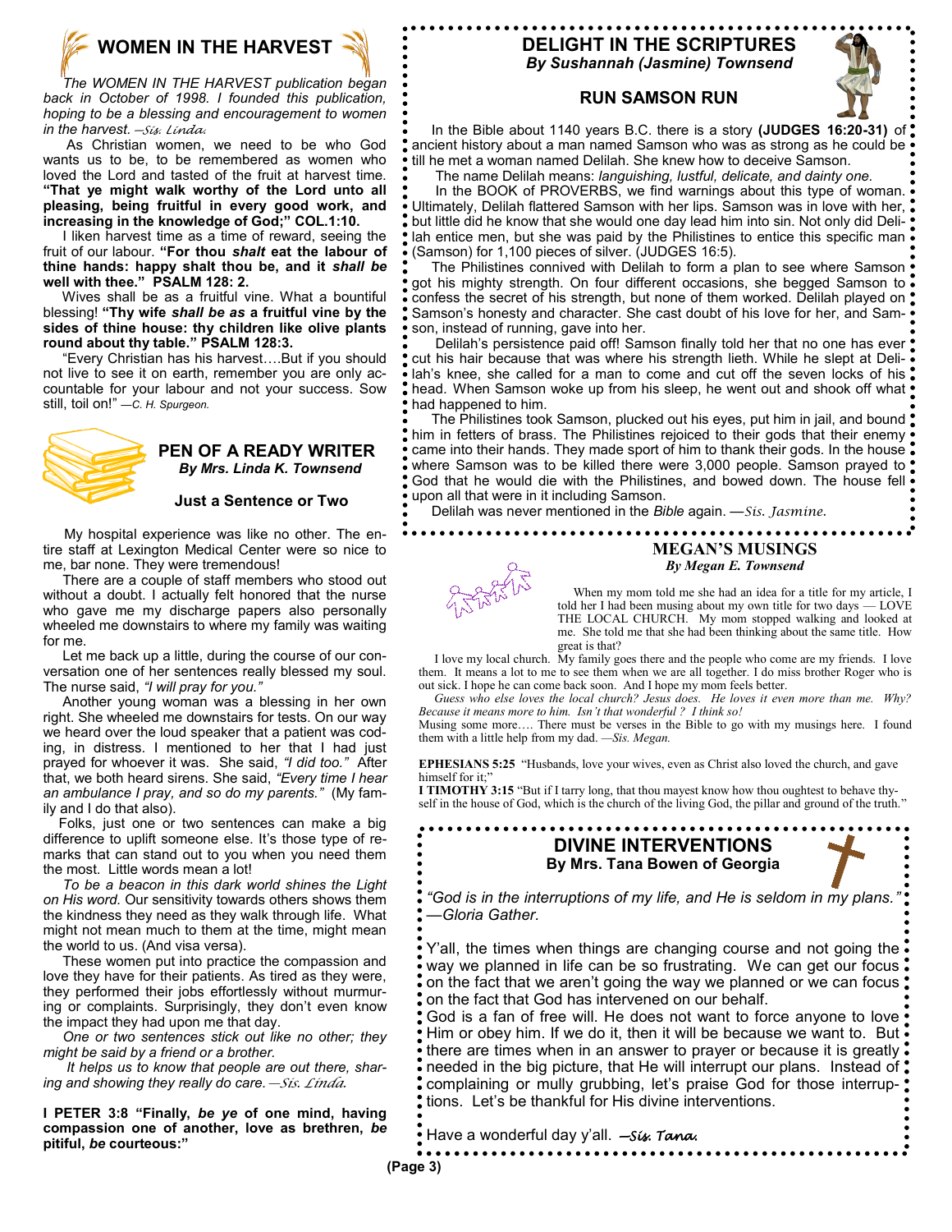## WOMEN IN THE HARVEST

*The WOMEN IN THE HARVEST publication began back in October of 1998. I founded this publication, hoping to be a blessing and encouragement to women in the harvest. —Sis. Linda.*

As Christian women, we need to be who God wants us to be, to be remembered as women who loved the Lord and tasted of the fruit at harvest time. **"That ye might walk worthy of the Lord unto all pleasing, being fruitful in every good work, and increasing in the knowledge of God;" COL.1:10.**

I liken harvest time as a time of reward, seeing the fruit of our labour. **"For thou *shalt* eat the labour of thine hands: happy shalt thou be, and it *shall be* well with thee." PSALM 128: 2.**

Wives shall be as a fruitful vine. What a bountiful blessing! **"Thy wife *shall be as* a fruitful vine by the sides of thine house: thy children like olive plants round about thy table." PSALM 128:3.**

"Every Christian has his harvest….But if you should not live to see it on earth, remember you are only accountable for your labour and not your success. Sow still, toil on!" —*C. H. Spurgeon.*

## PEN OF A READY WRITER
*By Mrs. Linda K. Townsend*

### Just a Sentence or Two

My hospital experience was like no other. The entire staff at Lexington Medical Center were so nice to me, bar none. They were tremendous!

There are a couple of staff members who stood out without a doubt. I actually felt honored that the nurse who gave me my discharge papers also personally wheeled me downstairs to where my family was waiting for me.

Let me back up a little, during the course of our conversation one of her sentences really blessed my soul. The nurse said, *"I will pray for you."*

Another young woman was a blessing in her own right. She wheeled me downstairs for tests. On our way we heard over the loud speaker that a patient was coding, in distress. I mentioned to her that I had just prayed for whoever it was. She said, *"I did too."* After that, we both heard sirens. She said, *"Every time I hear an ambulance I pray, and so do my parents."* (My family and I do that also).

Folks, just one or two sentences can make a big difference to uplift someone else. It's those type of remarks that can stand out to you when you need them the most. Little words mean a lot!

*To be a beacon in this dark world shines the Light on His word.* Our sensitivity towards others shows them the kindness they need as they walk through life. What might not mean much to them at the time, might mean the world to us. (And visa versa).

These women put into practice the compassion and love they have for their patients. As tired as they were, they performed their jobs effortlessly without murmuring or complaints. Surprisingly, they don't even know the impact they had upon me that day.

*One or two sentences stick out like no other; they might be said by a friend or a brother.*

*It helps us to know that people are out there, sharing and showing they really do care. —Sis. Linda.*

**I PETER 3:8 "Finally, *be ye* of one mind, having compassion one of another, love as brethren, *be* pitiful, *be* courteous:"**

## DELIGHT IN THE SCRIPTURES
*By Sushannah (Jasmine) Townsend*

### RUN SAMSON RUN

In the Bible about 1140 years B.C. there is a story **(JUDGES 16:20-31)** of ancient history about a man named Samson who was as strong as he could be till he met a woman named Delilah. She knew how to deceive Samson.

The name Delilah means: *languishing, lustful, delicate, and dainty one.*

In the BOOK of PROVERBS, we find warnings about this type of woman. Ultimately, Delilah flattered Samson with her lips. Samson was in love with her, but little did he know that she would one day lead him into sin. Not only did Delilah entice men, but she was paid by the Philistines to entice this specific man (Samson) for 1,100 pieces of silver. (JUDGES 16:5).

The Philistines connived with Delilah to form a plan to see where Samson got his mighty strength. On four different occasions, she begged Samson to confess the secret of his strength, but none of them worked. Delilah played on Samson's honesty and character. She cast doubt of his love for her, and Samson, instead of running, gave into her.

Delilah's persistence paid off! Samson finally told her that no one has ever cut his hair because that was where his strength lieth. While he slept at Delilah's knee, she called for a man to come and cut off the seven locks of his head. When Samson woke up from his sleep, he went out and shook off what had happened to him.

The Philistines took Samson, plucked out his eyes, put him in jail, and bound him in fetters of brass. The Philistines rejoiced to their gods that their enemy came into their hands. They made sport of him to thank their gods. In the house where Samson was to be killed there were 3,000 people. Samson prayed to God that he would die with the Philistines, and bowed down. The house fell upon all that were in it including Samson.

Delilah was never mentioned in the *Bible* again. —*Sis. Jasmine.*

## MEGAN'S MUSINGS
*By Megan E. Townsend*

When my mom told me she had an idea for a title for my article, I told her I had been musing about my own title for two days — LOVE THE LOCAL CHURCH. My mom stopped walking and looked at me. She told me that she had been thinking about the same title. How great is that?

I love my local church. My family goes there and the people who come are my friends. I love them. It means a lot to me to see them when we are all together. I do miss brother Roger who is out sick. I hope he can come back soon. And I hope my mom feels better.

*Guess who else loves the local church? Jesus does. He loves it even more than me. Why? Because it means more to him. Isn't that wonderful ? I think so!*

Musing some more…. There must be verses in the Bible to go with my musings here. I found them with a little help from my dad. —*Sis. Megan.*

**EPHESIANS 5:25** "Husbands, love your wives, even as Christ also loved the church, and gave himself for it;"

**I TIMOTHY 3:15** "But if I tarry long, that thou mayest know how thou oughtest to behave thyself in the house of God, which is the church of the living God, the pillar and ground of the truth."

## DIVINE INTERVENTIONS
**By Mrs. Tana Bowen of Georgia**

*"God is in the interruptions of my life, and He is seldom in my plans." —Gloria Gather.*

Y'all, the times when things are changing course and not going the way we planned in life can be so frustrating. We can get our focus on the fact that we aren't going the way we planned or we can focus on the fact that God has intervened on our behalf.

God is a fan of free will. He does not want to force anyone to love Him or obey him. If we do it, then it will be because we want to. But there are times when in an answer to prayer or because it is greatly needed in the big picture, that He will interrupt our plans. Instead of complaining or mully grubbing, let's praise God for those interruptions. Let's be thankful for His divine interventions.

Have a wonderful day y'all. *—Sis. Tana.*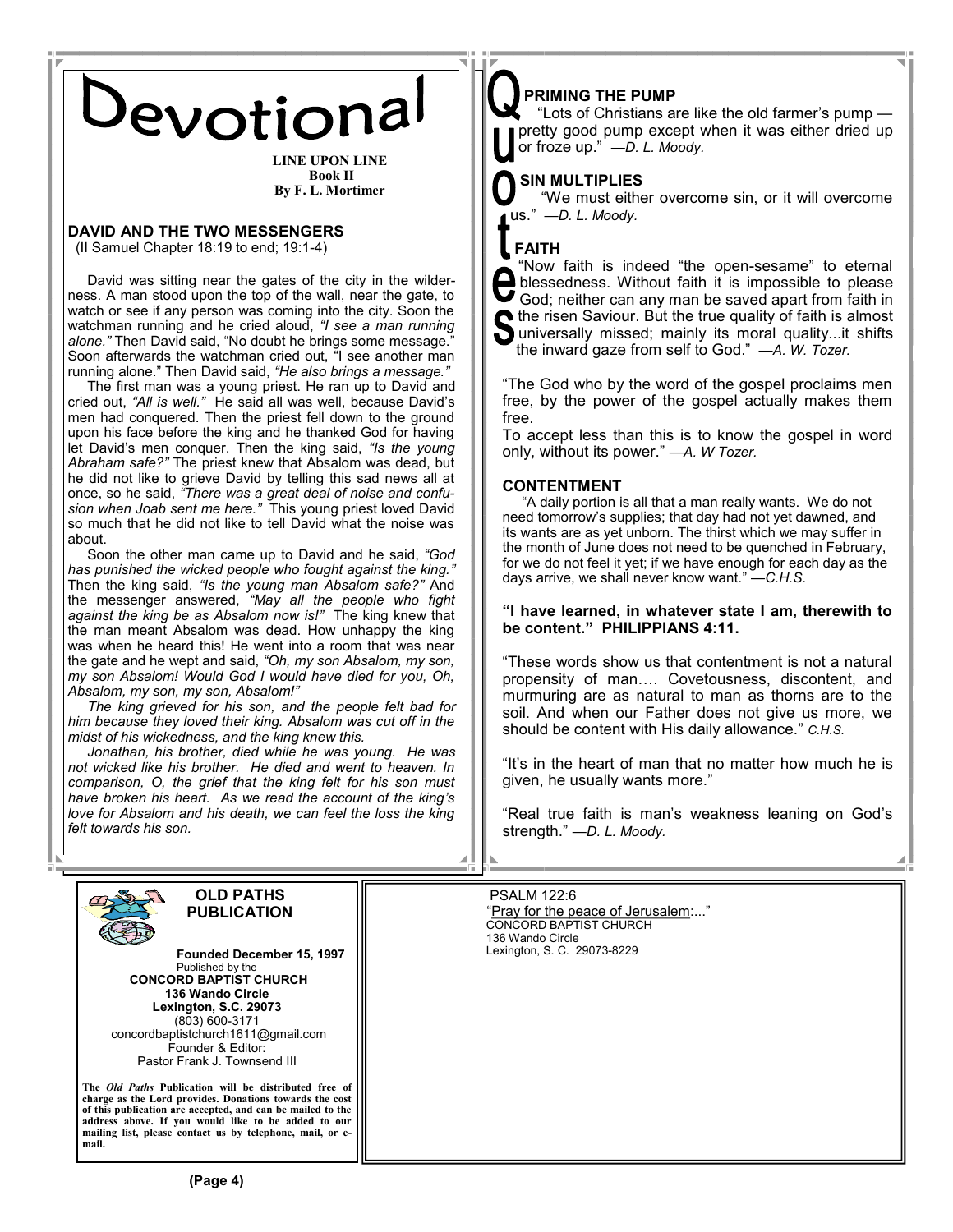# Devotional

**LINE UPON LINE**
**Book II**
**By F. L. Mortimer**

## DAVID AND THE TWO MESSENGERS

(II Samuel Chapter 18:19 to end; 19:1-4)

David was sitting near the gates of the city in the wilderness. A man stood upon the top of the wall, near the gate, to watch or see if any person was coming into the city. Soon the watchman running and he cried aloud, *"I see a man running alone."* Then David said, "No doubt he brings some message." Soon afterwards the watchman cried out, "I see another man running alone." Then David said, *"He also brings a message."*

The first man was a young priest. He ran up to David and cried out, *"All is well."* He said all was well, because David's men had conquered. Then the priest fell down to the ground upon his face before the king and he thanked God for having let David's men conquer. Then the king said, *"Is the young Abraham safe?"* The priest knew that Absalom was dead, but he did not like to grieve David by telling this sad news all at once, so he said, *"There was a great deal of noise and confusion when Joab sent me here."* This young priest loved David so much that he did not like to tell David what the noise was about.

Soon the other man came up to David and he said, *"God has punished the wicked people who fought against the king."* Then the king said, *"Is the young man Absalom safe?"* And the messenger answered, *"May all the people who fight against the king be as Absalom now is!"* The king knew that the man meant Absalom was dead. How unhappy the king was when he heard this! He went into a room that was near the gate and he wept and said, *"Oh, my son Absalom, my son, my son Absalom! Would God I would have died for you, Oh, Absalom, my son, my son, Absalom!"*

*The king grieved for his son, and the people felt bad for him because they loved their king. Absalom was cut off in the midst of his wickedness, and the king knew this.*

*Jonathan, his brother, died while he was young. He was not wicked like his brother. He died and went to heaven. In comparison, O, the grief that the king felt for his son must have broken his heart. As we read the account of the king's love for Absalom and his death, we can feel the loss the king felt towards his son.*

# Quotes

### PRIMING THE PUMP

"Lots of Christians are like the old farmer's pump — pretty good pump except when it was either dried up or froze up." *—D. L. Moody.*

### SIN MULTIPLIES

"We must either overcome sin, or it will overcome us." *—D. L. Moody.*

### FAITH

"Now faith is indeed "the open-sesame" to eternal blessedness. Without faith it is impossible to please God; neither can any man be saved apart from faith in the risen Saviour. But the true quality of faith is almost universally missed; mainly its moral quality...it shifts the inward gaze from self to God." *—A. W. Tozer.*

"The God who by the word of the gospel proclaims men free, by the power of the gospel actually makes them free.
To accept less than this is to know the gospel in word only, without its power." *—A. W Tozer.*

### CONTENTMENT

"A daily portion is all that a man really wants. We do not need tomorrow's supplies; that day had not yet dawned, and its wants are as yet unborn. The thirst which we may suffer in the month of June does not need to be quenched in February, for we do not feel it yet; if we have enough for each day as the days arrive, we shall never know want." *—C.H.S.*

**"I have learned, in whatever state I am, therewith to be content." PHILIPPIANS 4:11.**

"These words show us that contentment is not a natural propensity of man…. Covetousness, discontent, and murmuring are as natural to man as thorns are to the soil. And when our Father does not give us more, we should be content with His daily allowance." *C.H.S.*

"It's in the heart of man that no matter how much he is given, he usually wants more."

"Real true faith is man's weakness leaning on God's strength." *—D. L. Moody.*

---

**OLD PATHS PUBLICATION**

**Founded December 15, 1997**
Published by the
**CONCORD BAPTIST CHURCH**
**136 Wando Circle**
**Lexington, S.C. 29073**
(803) 600-3171
concordbaptistchurch1611@gmail.com
Founder & Editor:
Pastor Frank J. Townsend III

**The *Old Paths* Publication will be distributed free of charge as the Lord provides. Donations towards the cost of this publication are accepted, and can be mailed to the address above. If you would like to be added to our mailing list, please contact us by telephone, mail, or e-mail.**

---

PSALM 122:6
"Pray for the peace of Jerusalem:..."
CONCORD BAPTIST CHURCH
136 Wando Circle
Lexington, S. C. 29073-8229